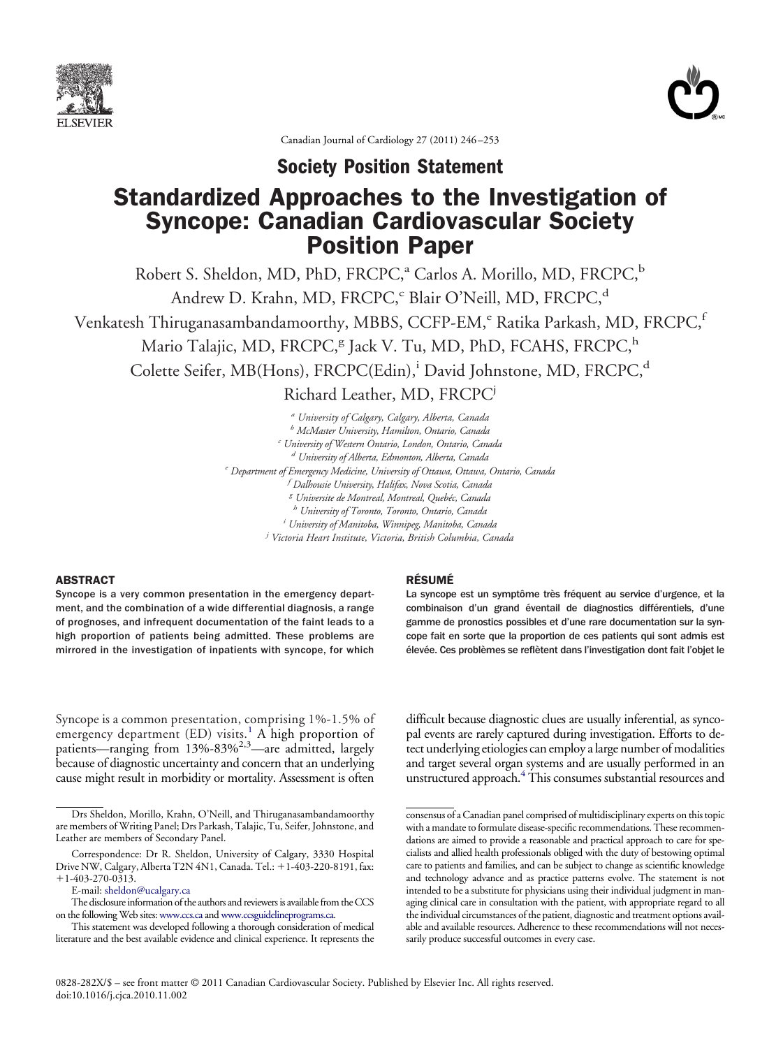Society Position Statement

# Standardized Approaches to the Investigation of Syncope: Canadian Cardiovascular Society Position Paper

Robert S. Sheldon, MD, PhD, FRCPC,[a] Carlos A. Morillo, MD, FRCPC,[b] Andrew D. Krahn, MD, FRCPC,[c] Blair O'Neill, MD, FRCPC,[d] Venkatesh Thiruganasambandamoorthy, MBBS, CCFP-EM,[e] Ratika Parkash, MD, FRCPC,[f] Mario Talajic, MD, FRCPC,[g] Jack V. Tu, MD, PhD, FCAHS, FRCPC,[h] Colette Seifer, MB(Hons), FRCPC(Edin),[i] David Johnstone, MD, FRCPC,[d] Richard Leather, MD, FRCPC[j]

[a] *University of Calgary, Calgary, Alberta, Canada*
[b] *McMaster University, Hamilton, Ontario, Canada*
[c] *University of Western Ontario, London, Ontario, Canada*
[d] *University of Alberta, Edmonton, Alberta, Canada*
[e] *Department of Emergency Medicine, University of Ottawa, Ottawa, Ontario, Canada*
[f] *Dalhousie University, Halifax, Nova Scotia, Canada*
[g] *Universite de Montreal, Montreal, Quebéc, Canada*
[h] *University of Toronto, Toronto, Ontario, Canada*
[i] *University of Manitoba, Winnipeg, Manitoba, Canada*
[j] *Victoria Heart Institute, Victoria, British Columbia, Canada*

## ABSTRACT

Syncope is a very common presentation in the emergency department, and the combination of a wide differential diagnosis, a range of prognoses, and infrequent documentation of the faint leads to a high proportion of patients being admitted. These problems are mirrored in the investigation of inpatients with syncope, for which

## RÉSUMÉ

La syncope est un symptôme très fréquent au service d'urgence, et la combinaison d'un grand éventail de diagnostics différentiels, d'une gamme de pronostics possibles et d'une rare documentation sur la syncope fait en sorte que la proportion de ces patients qui sont admis est élevée. Ces problèmes se reflètent dans l'investigation dont fait l'objet le

Syncope is a common presentation, comprising 1%-1.5% of emergency department (ED) visits.[1] A high proportion of patients—ranging from 13%-83%[2,3]—are admitted, largely because of diagnostic uncertainty and concern that an underlying cause might result in morbidity or mortality. Assessment is often difficult because diagnostic clues are usually inferential, as syncopal events are rarely captured during investigation. Efforts to detect underlying etiologies can employ a large number of modalities and target several organ systems and are usually performed in an unstructured approach.[4] This consumes substantial resources and

---

Drs Sheldon, Morillo, Krahn, O'Neill, and Thiruganasambandamoorthy are members of Writing Panel; Drs Parkash, Talajic, Tu, Seifer, Johnstone, and Leather are members of Secondary Panel.

Correspondence: Dr R. Sheldon, University of Calgary, 3330 Hospital Drive NW, Calgary, Alberta T2N 4N1, Canada. Tel.: +1-403-220-8191, fax: +1-403-270-0313.

E-mail: sheldon@ucalgary.ca

The disclosure information of the authors and reviewers is available from the CCS on the following Web sites: www.ccs.ca and www.ccsguidelineprograms.ca.

This statement was developed following a thorough consideration of medical literature and the best available evidence and clinical experience. It represents the consensus of a Canadian panel comprised of multidisciplinary experts on this topic with a mandate to formulate disease-specific recommendations. These recommendations are aimed to provide a reasonable and practical approach to care for specialists and allied health professionals obliged with the duty of bestowing optimal care to patients and families, and can be subject to change as scientific knowledge and technology advance and as practice patterns evolve. The statement is not intended to be a substitute for physicians using their individual judgment in managing clinical care in consultation with the patient, with appropriate regard to all the individual circumstances of the patient, diagnostic and treatment options available and available resources. Adherence to these recommendations will not necessarily produce successful outcomes in every case.

0828-282X/$ – see front matter © 2011 Canadian Cardiovascular Society. Published by Elsevier Inc. All rights reserved.
doi:10.1016/j.cjca.2010.11.002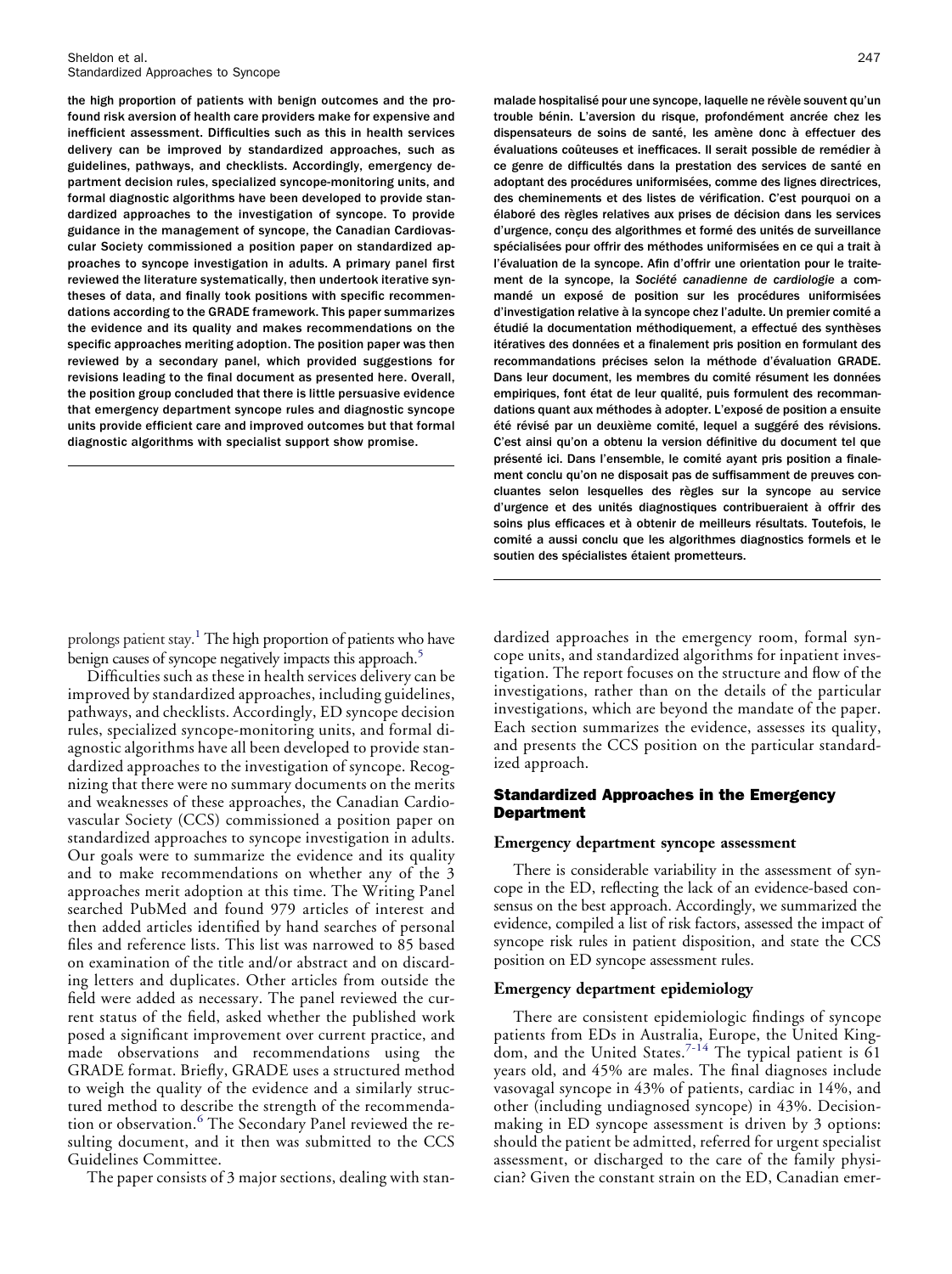**the high proportion of patients with benign outcomes and the profound risk aversion of health care providers make for expensive and inefficient assessment. Difficulties such as this in health services delivery can be improved by standardized approaches, such as guidelines, pathways, and checklists. Accordingly, emergency department decision rules, specialized syncope-monitoring units, and formal diagnostic algorithms have been developed to provide standardized approaches to the investigation of syncope. To provide guidance in the management of syncope, the Canadian Cardiovascular Society commissioned a position paper on standardized approaches to syncope investigation in adults. A primary panel first reviewed the literature systematically, then undertook iterative syntheses of data, and finally took positions with specific recommendations according to the GRADE framework. This paper summarizes the evidence and its quality and makes recommendations on the specific approaches meriting adoption. The position paper was then reviewed by a secondary panel, which provided suggestions for revisions leading to the final document as presented here. Overall, the position group concluded that there is little persuasive evidence that emergency department syncope rules and diagnostic syncope units provide efficient care and improved outcomes but that formal diagnostic algorithms with specialist support show promise.**

**malade hospitalisé pour une syncope, laquelle ne révèle souvent qu'un trouble bénin. L'aversion du risque, profondément ancrée chez les dispensateurs de soins de santé, les amène donc à effectuer des évaluations coûteuses et inefficaces. Il serait possible de remédier à ce genre de difficultés dans la prestation des services de santé en adoptant des procédures uniformisées, comme des lignes directrices, des cheminements et des listes de vérification. C'est pourquoi on a élaboré des règles relatives aux prises de décision dans les services d'urgence, conçu des algorithmes et formé des unités de surveillance spécialisées pour offrir des méthodes uniformisées en ce qui a trait à l'évaluation de la syncope. Afin d'offrir une orientation pour le traitement de la syncope, la *Société canadienne de cardiologie* a commandé un exposé de position sur les procédures uniformisées d'investigation relative à la syncope chez l'adulte. Un premier comité a étudié la documentation méthodiquement, a effectué des synthèses itératives des données et a finalement pris position en formulant des recommandations précises selon la méthode d'évaluation GRADE. Dans leur document, les membres du comité résument les données empiriques, font état de leur qualité, puis formulent des recommandations quant aux méthodes à adopter. L'exposé de position a ensuite été révisé par un deuxième comité, lequel a suggéré des révisions. C'est ainsi qu'on a obtenu la version définitive du document tel que présenté ici. Dans l'ensemble, le comité ayant pris position a finalement conclu qu'on ne disposait pas de suffisamment de preuves concluantes selon lesquelles des règles sur la syncope au service d'urgence et des unités diagnostiques contribueraient à offrir des soins plus efficaces et à obtenir de meilleurs résultats. Toutefois, le comité a aussi conclu que les algorithmes diagnostics formels et le soutien des spécialistes étaient prometteurs.**

prolongs patient stay.[1] The high proportion of patients who have benign causes of syncope negatively impacts this approach.[5]

Difficulties such as these in health services delivery can be improved by standardized approaches, including guidelines, pathways, and checklists. Accordingly, ED syncope decision rules, specialized syncope-monitoring units, and formal diagnostic algorithms have all been developed to provide standardized approaches to the investigation of syncope. Recognizing that there were no summary documents on the merits and weaknesses of these approaches, the Canadian Cardiovascular Society (CCS) commissioned a position paper on standardized approaches to syncope investigation in adults. Our goals were to summarize the evidence and its quality and to make recommendations on whether any of the 3 approaches merit adoption at this time. The Writing Panel searched PubMed and found 979 articles of interest and then added articles identified by hand searches of personal files and reference lists. This list was narrowed to 85 based on examination of the title and/or abstract and on discarding letters and duplicates. Other articles from outside the field were added as necessary. The panel reviewed the current status of the field, asked whether the published work posed a significant improvement over current practice, and made observations and recommendations using the GRADE format. Briefly, GRADE uses a structured method to weigh the quality of the evidence and a similarly structured method to describe the strength of the recommendation or observation.[6] The Secondary Panel reviewed the resulting document, and it then was submitted to the CCS Guidelines Committee.

The paper consists of 3 major sections, dealing with standardized approaches in the emergency room, formal syncope units, and standardized algorithms for inpatient investigation. The report focuses on the structure and flow of the investigations, rather than on the details of the particular investigations, which are beyond the mandate of the paper. Each section summarizes the evidence, assesses its quality, and presents the CCS position on the particular standardized approach.

## Standardized Approaches in the Emergency Department

### Emergency department syncope assessment

There is considerable variability in the assessment of syncope in the ED, reflecting the lack of an evidence-based consensus on the best approach. Accordingly, we summarized the evidence, compiled a list of risk factors, assessed the impact of syncope risk rules in patient disposition, and state the CCS position on ED syncope assessment rules.

### Emergency department epidemiology

There are consistent epidemiologic findings of syncope patients from EDs in Australia, Europe, the United Kingdom, and the United States.[7-14] The typical patient is 61 years old, and 45% are males. The final diagnoses include vasovagal syncope in 43% of patients, cardiac in 14%, and other (including undiagnosed syncope) in 43%. Decision-making in ED syncope assessment is driven by 3 options: should the patient be admitted, referred for urgent specialist assessment, or discharged to the care of the family physician? Given the constant strain on the ED, Canadian emer-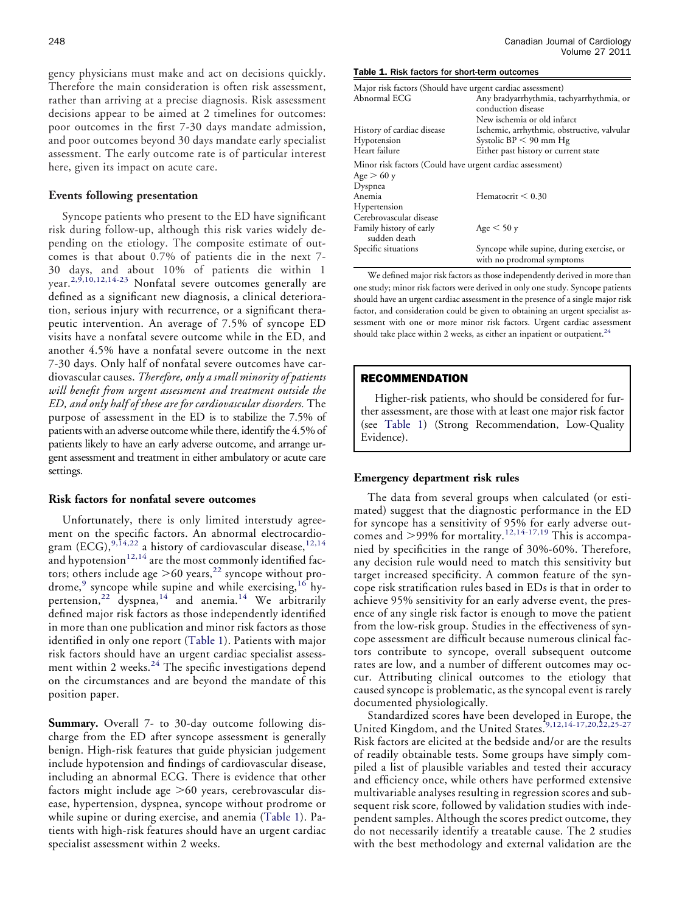gency physicians must make and act on decisions quickly. Therefore the main consideration is often risk assessment, rather than arriving at a precise diagnosis. Risk assessment decisions appear to be aimed at 2 timelines for outcomes: poor outcomes in the first 7-30 days mandate admission, and poor outcomes beyond 30 days mandate early specialist assessment. The early outcome rate is of particular interest here, given its impact on acute care.

### Events following presentation

Syncope patients who present to the ED have significant risk during follow-up, although this risk varies widely depending on the etiology. The composite estimate of outcomes is that about 0.7% of patients die in the next 7-30 days, and about 10% of patients die within 1 year.[2,9,10,12,14-23] Nonfatal severe outcomes generally are defined as a significant new diagnosis, a clinical deterioration, serious injury with recurrence, or a significant therapeutic intervention. An average of 7.5% of syncope ED visits have a nonfatal severe outcome while in the ED, and another 4.5% have a nonfatal severe outcome in the next 7-30 days. Only half of nonfatal severe outcomes have cardiovascular causes. *Therefore, only a small minority of patients will benefit from urgent assessment and treatment outside the ED, and only half of these are for cardiovascular disorders.* The purpose of assessment in the ED is to stabilize the 7.5% of patients with an adverse outcome while there, identify the 4.5% of patients likely to have an early adverse outcome, and arrange urgent assessment and treatment in either ambulatory or acute care settings.

### Risk factors for nonfatal severe outcomes

Unfortunately, there is only limited interstudy agreement on the specific factors. An abnormal electrocardiogram (ECG),[9,14,22] a history of cardiovascular disease,[12,14] and hypotension[12,14] are the most commonly identified factors; others include age >60 years,[22] syncope without prodrome,[9] syncope while supine and while exercising,[16] hypertension,[22] dyspnea,[14] and anemia.[14] We arbitrarily defined major risk factors as those independently identified in more than one publication and minor risk factors as those identified in only one report (Table 1). Patients with major risk factors should have an urgent cardiac specialist assessment within 2 weeks.[24] The specific investigations depend on the circumstances and are beyond the mandate of this position paper.

**Summary.** Overall 7- to 30-day outcome following discharge from the ED after syncope assessment is generally benign. High-risk features that guide physician judgement include hypotension and findings of cardiovascular disease, including an abnormal ECG. There is evidence that other factors might include age >60 years, cerebrovascular disease, hypertension, dyspnea, syncope without prodrome or while supine or during exercise, and anemia (Table 1). Patients with high-risk features should have an urgent cardiac specialist assessment within 2 weeks.

**Table 1. Risk factors for short-term outcomes**

| | |
|---|---|
| Major risk factors (Should have urgent cardiac assessment) | |
| Abnormal ECG | Any bradyarrhythmia, tachyarrhythmia, or conduction disease<br>New ischemia or old infarct |
| History of cardiac disease | Ischemic, arrhythmic, obstructive, valvular |
| Hypotension | Systolic BP < 90 mm Hg |
| Heart failure | Either past history or current state |
| Minor risk factors (Could have urgent cardiac assessment) | |
| Age > 60 y | |
| Dyspnea | |
| Anemia | Hematocrit < 0.30 |
| Hypertension | |
| Cerebrovascular disease | |
| Family history of early sudden death | Age < 50 y |
| Specific situations | Syncope while supine, during exercise, or with no prodromal symptoms |

We defined major risk factors as those independently derived in more than one study; minor risk factors were derived in only one study. Syncope patients should have an urgent cardiac assessment in the presence of a single major risk factor, and consideration could be given to obtaining an urgent specialist assessment with one or more minor risk factors. Urgent cardiac assessment should take place within 2 weeks, as either an inpatient or outpatient.[24]

> **RECOMMENDATION**
>
> Higher-risk patients, who should be considered for further assessment, are those with at least one major risk factor (see Table 1) (Strong Recommendation, Low-Quality Evidence).

### Emergency department risk rules

The data from several groups when calculated (or estimated) suggest that the diagnostic performance in the ED for syncope has a sensitivity of 95% for early adverse outcomes and >99% for mortality.[12,14-17,19] This is accompanied by specificities in the range of 30%-60%. Therefore, any decision rule would need to match this sensitivity but target increased specificity. A common feature of the syncope risk stratification rules based in EDs is that in order to achieve 95% sensitivity for an early adverse event, the presence of any single risk factor is enough to move the patient from the low-risk group. Studies in the effectiveness of syncope assessment are difficult because numerous clinical factors contribute to syncope, overall subsequent outcome rates are low, and a number of different outcomes may occur. Attributing clinical outcomes to the etiology that caused syncope is problematic, as the syncopal event is rarely documented physiologically.

Standardized scores have been developed in Europe, the United Kingdom, and the United States.[9,12,14-17,20,22,25-27] Risk factors are elicited at the bedside and/or are the results of readily obtainable tests. Some groups have simply compiled a list of plausible variables and tested their accuracy and efficiency once, while others have performed extensive multivariable analyses resulting in regression scores and subsequent risk score, followed by validation studies with independent samples. Although the scores predict outcome, they do not necessarily identify a treatable cause. The 2 studies with the best methodology and external validation are the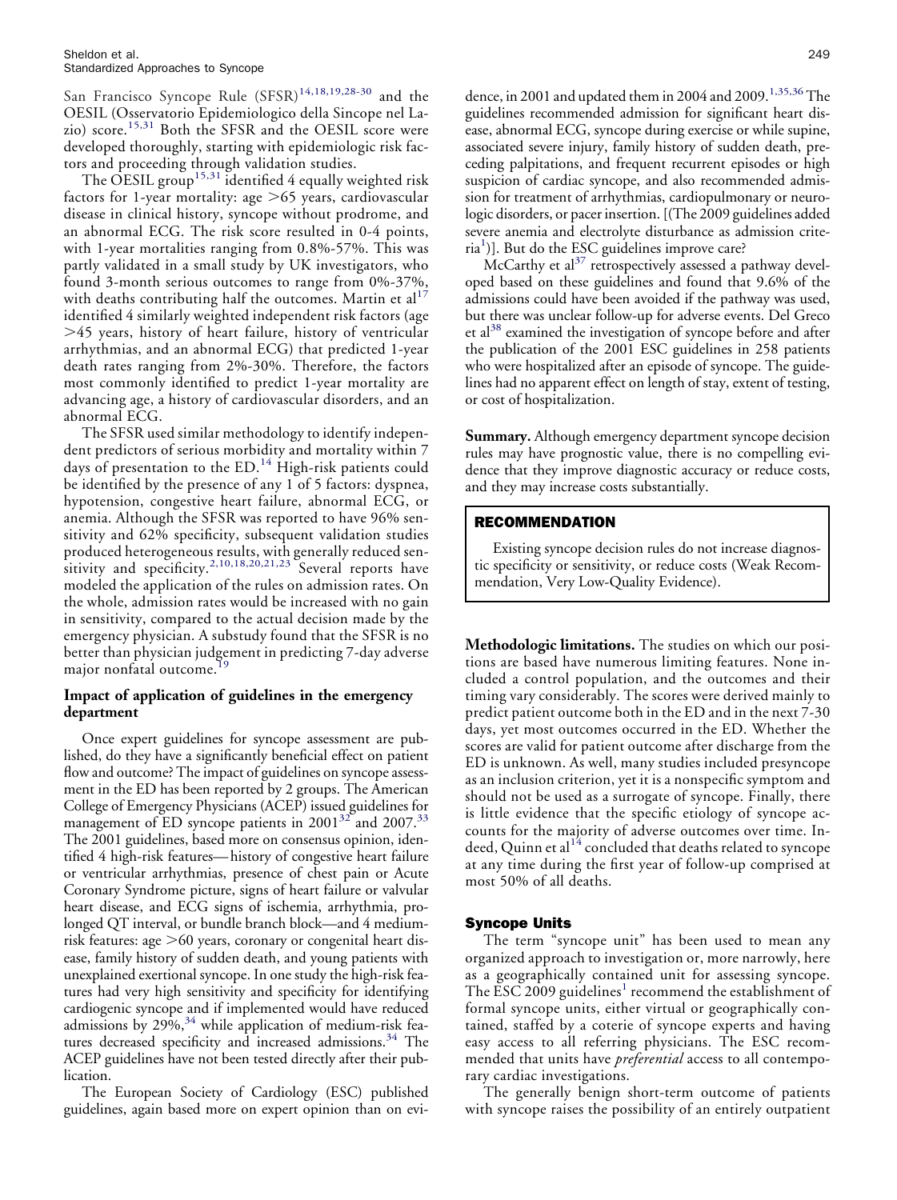San Francisco Syncope Rule (SFSR)[14,18,19,28-30] and the OESIL (Osservatorio Epidemiologico della Sincope nel Lazio) score.[15,31] Both the SFSR and the OESIL score were developed thoroughly, starting with epidemiologic risk factors and proceeding through validation studies.

The OESIL group[15,31] identified 4 equally weighted risk factors for 1-year mortality: age >65 years, cardiovascular disease in clinical history, syncope without prodrome, and an abnormal ECG. The risk score resulted in 0-4 points, with 1-year mortalities ranging from 0.8%-57%. This was partly validated in a small study by UK investigators, who found 3-month serious outcomes to range from 0%-37%, with deaths contributing half the outcomes. Martin et al[17] identified 4 similarly weighted independent risk factors (age >45 years, history of heart failure, history of ventricular arrhythmias, and an abnormal ECG) that predicted 1-year death rates ranging from 2%-30%. Therefore, the factors most commonly identified to predict 1-year mortality are advancing age, a history of cardiovascular disorders, and an abnormal ECG.

The SFSR used similar methodology to identify independent predictors of serious morbidity and mortality within 7 days of presentation to the ED.[14] High-risk patients could be identified by the presence of any 1 of 5 factors: dyspnea, hypotension, congestive heart failure, abnormal ECG, or anemia. Although the SFSR was reported to have 96% sensitivity and 62% specificity, subsequent validation studies produced heterogeneous results, with generally reduced sensitivity and specificity.[2,10,18,20,21,23] Several reports have modeled the application of the rules on admission rates. On the whole, admission rates would be increased with no gain in sensitivity, compared to the actual decision made by the emergency physician. A substudy found that the SFSR is no better than physician judgement in predicting 7-day adverse major nonfatal outcome.[19]

### Impact of application of guidelines in the emergency department

Once expert guidelines for syncope assessment are published, do they have a significantly beneficial effect on patient flow and outcome? The impact of guidelines on syncope assessment in the ED has been reported by 2 groups. The American College of Emergency Physicians (ACEP) issued guidelines for management of ED syncope patients in 2001[32] and 2007.[33] The 2001 guidelines, based more on consensus opinion, identified 4 high-risk features—history of congestive heart failure or ventricular arrhythmias, presence of chest pain or Acute Coronary Syndrome picture, signs of heart failure or valvular heart disease, and ECG signs of ischemia, arrhythmia, prolonged QT interval, or bundle branch block—and 4 medium-risk features: age >60 years, coronary or congenital heart disease, family history of sudden death, and young patients with unexplained exertional syncope. In one study the high-risk features had very high sensitivity and specificity for identifying cardiogenic syncope and if implemented would have reduced admissions by 29%,[34] while application of medium-risk features decreased specificity and increased admissions.[34] The ACEP guidelines have not been tested directly after their publication.

The European Society of Cardiology (ESC) published guidelines, again based more on expert opinion than on evidence, in 2001 and updated them in 2004 and 2009.[1,35,36] The guidelines recommended admission for significant heart disease, abnormal ECG, syncope during exercise or while supine, associated severe injury, family history of sudden death, preceding palpitations, and frequent recurrent episodes or high suspicion of cardiac syncope, and also recommended admission for treatment of arrhythmias, cardiopulmonary or neurologic disorders, or pacer insertion. [(The 2009 guidelines added severe anemia and electrolyte disturbance as admission criteria[1])]. But do the ESC guidelines improve care?

McCarthy et al[37] retrospectively assessed a pathway developed based on these guidelines and found that 9.6% of the admissions could have been avoided if the pathway was used, but there was unclear follow-up for adverse events. Del Greco et al[38] examined the investigation of syncope before and after the publication of the 2001 ESC guidelines in 258 patients who were hospitalized after an episode of syncope. The guidelines had no apparent effect on length of stay, extent of testing, or cost of hospitalization.

**Summary.** Although emergency department syncope decision rules may have prognostic value, there is no compelling evidence that they improve diagnostic accuracy or reduce costs, and they may increase costs substantially.

> **RECOMMENDATION**
>
> Existing syncope decision rules do not increase diagnostic specificity or sensitivity, or reduce costs (Weak Recommendation, Very Low-Quality Evidence).

**Methodologic limitations.** The studies on which our positions are based have numerous limiting features. None included a control population, and the outcomes and their timing vary considerably. The scores were derived mainly to predict patient outcome both in the ED and in the next 7-30 days, yet most outcomes occurred in the ED. Whether the scores are valid for patient outcome after discharge from the ED is unknown. As well, many studies included presyncope as an inclusion criterion, yet it is a nonspecific symptom and should not be used as a surrogate of syncope. Finally, there is little evidence that the specific etiology of syncope accounts for the majority of adverse outcomes over time. Indeed, Quinn et al[14] concluded that deaths related to syncope at any time during the first year of follow-up comprised at most 50% of all deaths.

## Syncope Units

The term "syncope unit" has been used to mean any organized approach to investigation or, more narrowly, here as a geographically contained unit for assessing syncope. The ESC 2009 guidelines[1] recommend the establishment of formal syncope units, either virtual or geographically contained, staffed by a coterie of syncope experts and having easy access to all referring physicians. The ESC recommended that units have *preferential* access to all contemporary cardiac investigations.

The generally benign short-term outcome of patients with syncope raises the possibility of an entirely outpatient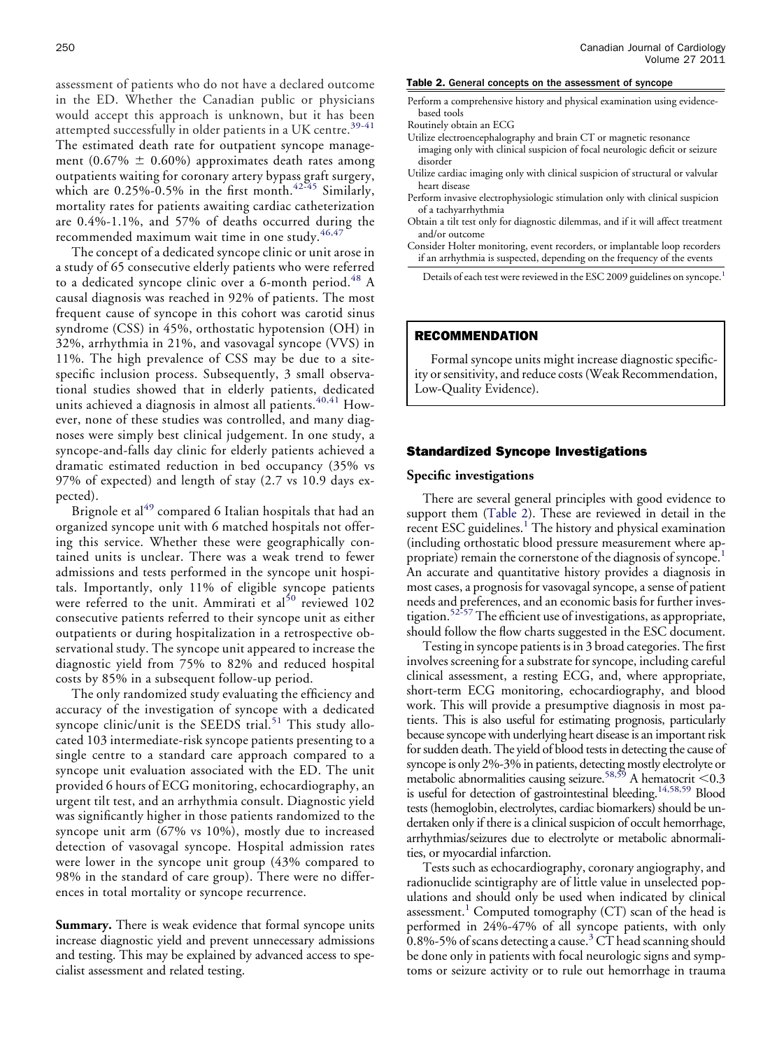assessment of patients who do not have a declared outcome in the ED. Whether the Canadian public or physicians would accept this approach is unknown, but it has been attempted successfully in older patients in a UK centre.[39-41] The estimated death rate for outpatient syncope management (0.67% ± 0.60%) approximates death rates among outpatients waiting for coronary artery bypass graft surgery, which are 0.25%-0.5% in the first month.[42-45] Similarly, mortality rates for patients awaiting cardiac catheterization are 0.4%-1.1%, and 57% of deaths occurred during the recommended maximum wait time in one study.[46,47]

The concept of a dedicated syncope clinic or unit arose in a study of 65 consecutive elderly patients who were referred to a dedicated syncope clinic over a 6-month period.[48] A causal diagnosis was reached in 92% of patients. The most frequent cause of syncope in this cohort was carotid sinus syndrome (CSS) in 45%, orthostatic hypotension (OH) in 32%, arrhythmia in 21%, and vasovagal syncope (VVS) in 11%. The high prevalence of CSS may be due to a site-specific inclusion process. Subsequently, 3 small observational studies showed that in elderly patients, dedicated units achieved a diagnosis in almost all patients.[40,41] However, none of these studies was controlled, and many diagnoses were simply best clinical judgement. In one study, a syncope-and-falls day clinic for elderly patients achieved a dramatic estimated reduction in bed occupancy (35% vs 97% of expected) and length of stay (2.7 vs 10.9 days expected).

Brignole et al[49] compared 6 Italian hospitals that had an organized syncope unit with 6 matched hospitals not offering this service. Whether these were geographically contained units is unclear. There was a weak trend to fewer admissions and tests performed in the syncope unit hospitals. Importantly, only 11% of eligible syncope patients were referred to the unit. Ammirati et al[50] reviewed 102 consecutive patients referred to their syncope unit as either outpatients or during hospitalization in a retrospective observational study. The syncope unit appeared to increase the diagnostic yield from 75% to 82% and reduced hospital costs by 85% in a subsequent follow-up period.

The only randomized study evaluating the efficiency and accuracy of the investigation of syncope with a dedicated syncope clinic/unit is the SEEDS trial.[51] This study allocated 103 intermediate-risk syncope patients presenting to a single centre to a standard care approach compared to a syncope unit evaluation associated with the ED. The unit provided 6 hours of ECG monitoring, echocardiography, an urgent tilt test, and an arrhythmia consult. Diagnostic yield was significantly higher in those patients randomized to the syncope unit arm (67% vs 10%), mostly due to increased detection of vasovagal syncope. Hospital admission rates were lower in the syncope unit group (43% compared to 98% in the standard of care group). There were no differences in total mortality or syncope recurrence.

**Summary.** There is weak evidence that formal syncope units increase diagnostic yield and prevent unnecessary admissions and testing. This may be explained by advanced access to specialist assessment and related testing.

**Table 2. General concepts on the assessment of syncope**

| |
|---|
| Perform a comprehensive history and physical examination using evidence-based tools |
| Routinely obtain an ECG |
| Utilize electroencephalography and brain CT or magnetic resonance imaging only with clinical suspicion of focal neurologic deficit or seizure disorder |
| Utilize cardiac imaging only with clinical suspicion of structural or valvular heart disease |
| Perform invasive electrophysiologic stimulation only with clinical suspicion of a tachyarrhythmia |
| Obtain a tilt test only for diagnostic dilemmas, and if it will affect treatment and/or outcome |
| Consider Holter monitoring, event recorders, or implantable loop recorders if an arrhythmia is suspected, depending on the frequency of the events |

Details of each test were reviewed in the ESC 2009 guidelines on syncope.[1]

> **RECOMMENDATION**
>
> Formal syncope units might increase diagnostic specificity or sensitivity, and reduce costs (Weak Recommendation, Low-Quality Evidence).

## Standardized Syncope Investigations

### Specific investigations

There are several general principles with good evidence to support them (Table 2). These are reviewed in detail in the recent ESC guidelines.[1] The history and physical examination (including orthostatic blood pressure measurement where appropriate) remain the cornerstone of the diagnosis of syncope.[1] An accurate and quantitative history provides a diagnosis in most cases, a prognosis for vasovagal syncope, a sense of patient needs and preferences, and an economic basis for further investigation.[52-57] The efficient use of investigations, as appropriate, should follow the flow charts suggested in the ESC document.

Testing in syncope patients is in 3 broad categories. The first involves screening for a substrate for syncope, including careful clinical assessment, a resting ECG, and, where appropriate, short-term ECG monitoring, echocardiography, and blood work. This will provide a presumptive diagnosis in most patients. This is also useful for estimating prognosis, particularly because syncope with underlying heart disease is an important risk for sudden death. The yield of blood tests in detecting the cause of syncope is only 2%-3% in patients, detecting mostly electrolyte or metabolic abnormalities causing seizure.[58,59] A hematocrit <0.3 is useful for detection of gastrointestinal bleeding.[14,58,59] Blood tests (hemoglobin, electrolytes, cardiac biomarkers) should be undertaken only if there is a clinical suspicion of occult hemorrhage, arrhythmias/seizures due to electrolyte or metabolic abnormalities, or myocardial infarction.

Tests such as echocardiography, coronary angiography, and radionuclide scintigraphy are of little value in unselected populations and should only be used when indicated by clinical assessment.[1] Computed tomography (CT) scan of the head is performed in 24%-47% of all syncope patients, with only 0.8%-5% of scans detecting a cause.[3] CT head scanning should be done only in patients with focal neurologic signs and symptoms or seizure activity or to rule out hemorrhage in trauma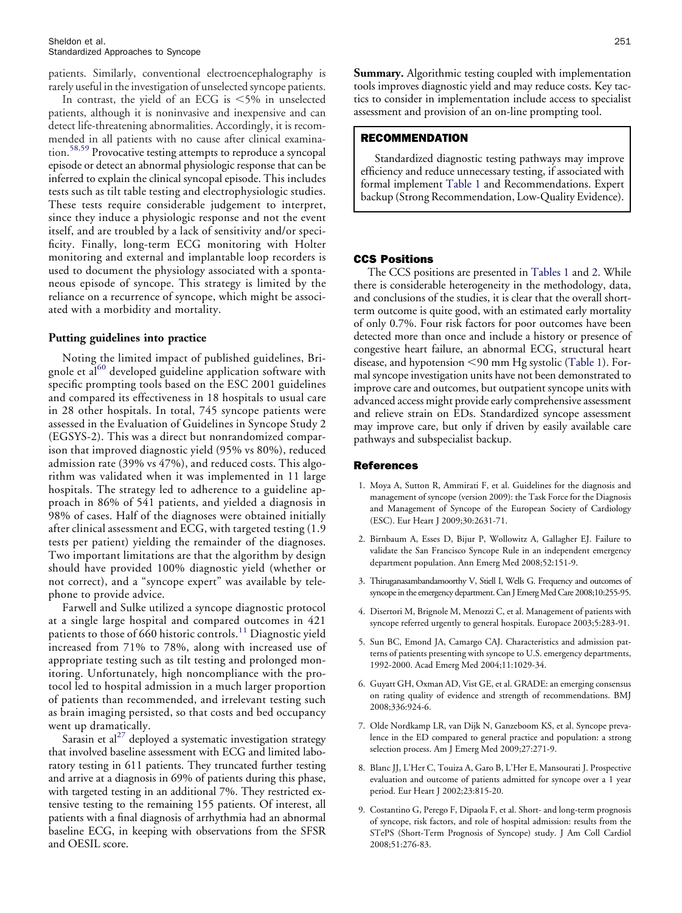patients. Similarly, conventional electroencephalography is rarely useful in the investigation of unselected syncope patients.

In contrast, the yield of an ECG is <5% in unselected patients, although it is noninvasive and inexpensive and can detect life-threatening abnormalities. Accordingly, it is recommended in all patients with no cause after clinical examination.[58,59] Provocative testing attempts to reproduce a syncopal episode or detect an abnormal physiologic response that can be inferred to explain the clinical syncopal episode. This includes tests such as tilt table testing and electrophysiologic studies. These tests require considerable judgement to interpret, since they induce a physiologic response and not the event itself, and are troubled by a lack of sensitivity and/or specificity. Finally, long-term ECG monitoring with Holter monitoring and external and implantable loop recorders is used to document the physiology associated with a spontaneous episode of syncope. This strategy is limited by the reliance on a recurrence of syncope, which might be associated with a morbidity and mortality.

### Putting guidelines into practice

Noting the limited impact of published guidelines, Brignole et al[60] developed guideline application software with specific prompting tools based on the ESC 2001 guidelines and compared its effectiveness in 18 hospitals to usual care in 28 other hospitals. In total, 745 syncope patients were assessed in the Evaluation of Guidelines in Syncope Study 2 (EGSYS-2). This was a direct but nonrandomized comparison that improved diagnostic yield (95% vs 80%), reduced admission rate (39% vs 47%), and reduced costs. This algorithm was validated when it was implemented in 11 large hospitals. The strategy led to adherence to a guideline approach in 86% of 541 patients, and yielded a diagnosis in 98% of cases. Half of the diagnoses were obtained initially after clinical assessment and ECG, with targeted testing (1.9 tests per patient) yielding the remainder of the diagnoses. Two important limitations are that the algorithm by design should have provided 100% diagnostic yield (whether or not correct), and a "syncope expert" was available by telephone to provide advice.

Farwell and Sulke utilized a syncope diagnostic protocol at a single large hospital and compared outcomes in 421 patients to those of 660 historic controls.[11] Diagnostic yield increased from 71% to 78%, along with increased use of appropriate testing such as tilt testing and prolonged monitoring. Unfortunately, high noncompliance with the protocol led to hospital admission in a much larger proportion of patients than recommended, and irrelevant testing such as brain imaging persisted, so that costs and bed occupancy went up dramatically.

Sarasin et al[27] deployed a systematic investigation strategy that involved baseline assessment with ECG and limited laboratory testing in 611 patients. They truncated further testing and arrive at a diagnosis in 69% of patients during this phase, with targeted testing in an additional 7%. They restricted extensive testing to the remaining 155 patients. Of interest, all patients with a final diagnosis of arrhythmia had an abnormal baseline ECG, in keeping with observations from the SFSR and OESIL score.

**Summary.** Algorithmic testing coupled with implementation tools improves diagnostic yield and may reduce costs. Key tactics to consider in implementation include access to specialist assessment and provision of an on-line prompting tool.

> **RECOMMENDATION**
>
> Standardized diagnostic testing pathways may improve efficiency and reduce unnecessary testing, if associated with formal implement Table 1 and Recommendations. Expert backup (Strong Recommendation, Low-Quality Evidence).

## CCS Positions

The CCS positions are presented in Tables 1 and 2. While there is considerable heterogeneity in the methodology, data, and conclusions of the studies, it is clear that the overall short-term outcome is quite good, with an estimated early mortality of only 0.7%. Four risk factors for poor outcomes have been detected more than once and include a history or presence of congestive heart failure, an abnormal ECG, structural heart disease, and hypotension <90 mm Hg systolic (Table 1). Formal syncope investigation units have not been demonstrated to improve care and outcomes, but outpatient syncope units with advanced access might provide early comprehensive assessment and relieve strain on EDs. Standardized syncope assessment may improve care, but only if driven by easily available care pathways and subspecialist backup.

## References

1. Moya A, Sutton R, Ammirati F, et al. Guidelines for the diagnosis and management of syncope (version 2009): the Task Force for the Diagnosis and Management of Syncope of the European Society of Cardiology (ESC). Eur Heart J 2009;30:2631-71.
2. Birnbaum A, Esses D, Bijur P, Wollowitz A, Gallagher EJ. Failure to validate the San Francisco Syncope Rule in an independent emergency department population. Ann Emerg Med 2008;52:151-9.
3. Thiruganasambandamoorthy V, Stiell I, Wells G. Frequency and outcomes of syncope in the emergency department. Can J Emerg Med Care 2008;10:255-95.
4. Disertori M, Brignole M, Menozzi C, et al. Management of patients with syncope referred urgently to general hospitals. Europace 2003;5:283-91.
5. Sun BC, Emond JA, Camargo CAJ. Characteristics and admission patterns of patients presenting with syncope to U.S. emergency departments, 1992-2000. Acad Emerg Med 2004;11:1029-34.
6. Guyatt GH, Oxman AD, Vist GE, et al. GRADE: an emerging consensus on rating quality of evidence and strength of recommendations. BMJ 2008;336:924-6.
7. Olde Nordkamp LR, van Dijk N, Ganzeboom KS, et al. Syncope prevalence in the ED compared to general practice and population: a strong selection process. Am J Emerg Med 2009;27:271-9.
8. Blanc JJ, L'Her C, Touiza A, Garo B, L'Her E, Mansourati J. Prospective evaluation and outcome of patients admitted for syncope over a 1 year period. Eur Heart J 2002;23:815-20.
9. Costantino G, Perego F, Dipaola F, et al. Short- and long-term prognosis of syncope, risk factors, and role of hospital admission: results from the STePS (Short-Term Prognosis of Syncope) study. J Am Coll Cardiol 2008;51:276-83.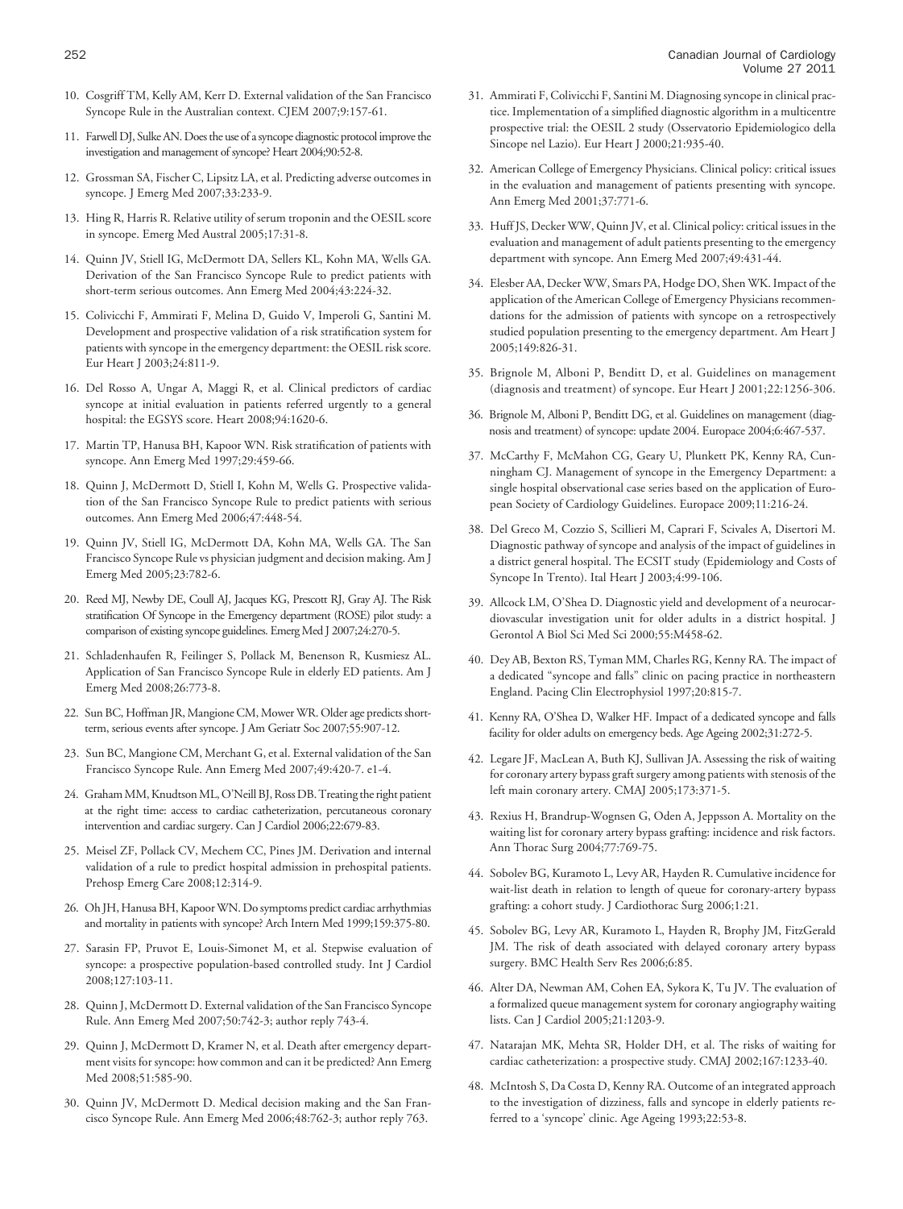10. Cosgriff TM, Kelly AM, Kerr D. External validation of the San Francisco Syncope Rule in the Australian context. CJEM 2007;9:157-61.

11. Farwell DJ, Sulke AN. Does the use of a syncope diagnostic protocol improve the investigation and management of syncope? Heart 2004;90:52-8.

12. Grossman SA, Fischer C, Lipsitz LA, et al. Predicting adverse outcomes in syncope. J Emerg Med 2007;33:233-9.

13. Hing R, Harris R. Relative utility of serum troponin and the OESIL score in syncope. Emerg Med Austral 2005;17:31-8.

14. Quinn JV, Stiell IG, McDermott DA, Sellers KL, Kohn MA, Wells GA. Derivation of the San Francisco Syncope Rule to predict patients with short-term serious outcomes. Ann Emerg Med 2004;43:224-32.

15. Colivicchi F, Ammirati F, Melina D, Guido V, Imperoli G, Santini M. Development and prospective validation of a risk stratification system for patients with syncope in the emergency department: the OESIL risk score. Eur Heart J 2003;24:811-9.

16. Del Rosso A, Ungar A, Maggi R, et al. Clinical predictors of cardiac syncope at initial evaluation in patients referred urgently to a general hospital: the EGSYS score. Heart 2008;94:1620-6.

17. Martin TP, Hanusa BH, Kapoor WN. Risk stratification of patients with syncope. Ann Emerg Med 1997;29:459-66.

18. Quinn J, McDermott D, Stiell I, Kohn M, Wells G. Prospective validation of the San Francisco Syncope Rule to predict patients with serious outcomes. Ann Emerg Med 2006;47:448-54.

19. Quinn JV, Stiell IG, McDermott DA, Kohn MA, Wells GA. The San Francisco Syncope Rule vs physician judgment and decision making. Am J Emerg Med 2005;23:782-6.

20. Reed MJ, Newby DE, Coull AJ, Jacques KG, Prescott RJ, Gray AJ. The Risk stratification Of Syncope in the Emergency department (ROSE) pilot study: a comparison of existing syncope guidelines. Emerg Med J 2007;24:270-5.

21. Schladenhaufen R, Feilinger S, Pollack M, Benenson R, Kusmiesz AL. Application of San Francisco Syncope Rule in elderly ED patients. Am J Emerg Med 2008;26:773-8.

22. Sun BC, Hoffman JR, Mangione CM, Mower WR. Older age predicts short-term, serious events after syncope. J Am Geriatr Soc 2007;55:907-12.

23. Sun BC, Mangione CM, Merchant G, et al. External validation of the San Francisco Syncope Rule. Ann Emerg Med 2007;49:420-7. e1-4.

24. Graham MM, Knudtson ML, O'Neill BJ, Ross DB. Treating the right patient at the right time: access to cardiac catheterization, percutaneous coronary intervention and cardiac surgery. Can J Cardiol 2006;22:679-83.

25. Meisel ZF, Pollack CV, Mechem CC, Pines JM. Derivation and internal validation of a rule to predict hospital admission in prehospital patients. Prehosp Emerg Care 2008;12:314-9.

26. Oh JH, Hanusa BH, Kapoor WN. Do symptoms predict cardiac arrhythmias and mortality in patients with syncope? Arch Intern Med 1999;159:375-80.

27. Sarasin FP, Pruvot E, Louis-Simonet M, et al. Stepwise evaluation of syncope: a prospective population-based controlled study. Int J Cardiol 2008;127:103-11.

28. Quinn J, McDermott D. External validation of the San Francisco Syncope Rule. Ann Emerg Med 2007;50:742-3; author reply 743-4.

29. Quinn J, McDermott D, Kramer N, et al. Death after emergency department visits for syncope: how common and can it be predicted? Ann Emerg Med 2008;51:585-90.

30. Quinn JV, McDermott D. Medical decision making and the San Francisco Syncope Rule. Ann Emerg Med 2006;48:762-3; author reply 763.

31. Ammirati F, Colivicchi F, Santini M. Diagnosing syncope in clinical practice. Implementation of a simplified diagnostic algorithm in a multicentre prospective trial: the OESIL 2 study (Osservatorio Epidemiologico della Sincope nel Lazio). Eur Heart J 2000;21:935-40.

32. American College of Emergency Physicians. Clinical policy: critical issues in the evaluation and management of patients presenting with syncope. Ann Emerg Med 2001;37:771-6.

33. Huff JS, Decker WW, Quinn JV, et al. Clinical policy: critical issues in the evaluation and management of adult patients presenting to the emergency department with syncope. Ann Emerg Med 2007;49:431-44.

34. Elesber AA, Decker WW, Smars PA, Hodge DO, Shen WK. Impact of the application of the American College of Emergency Physicians recommendations for the admission of patients with syncope on a retrospectively studied population presenting to the emergency department. Am Heart J 2005;149:826-31.

35. Brignole M, Alboni P, Benditt D, et al. Guidelines on management (diagnosis and treatment) of syncope. Eur Heart J 2001;22:1256-306.

36. Brignole M, Alboni P, Benditt DG, et al. Guidelines on management (diagnosis and treatment) of syncope: update 2004. Europace 2004;6:467-537.

37. McCarthy F, McMahon CG, Geary U, Plunkett PK, Kenny RA, Cunningham CJ. Management of syncope in the Emergency Department: a single hospital observational case series based on the application of European Society of Cardiology Guidelines. Europace 2009;11:216-24.

38. Del Greco M, Cozzio S, Scillieri M, Caprari F, Scivales A, Disertori M. Diagnostic pathway of syncope and analysis of the impact of guidelines in a district general hospital. The ECSIT study (Epidemiology and Costs of Syncope In Trento). Ital Heart J 2003;4:99-106.

39. Allcock LM, O'Shea D. Diagnostic yield and development of a neurocardiovascular investigation unit for older adults in a district hospital. J Gerontol A Biol Sci Med Sci 2000;55:M458-62.

40. Dey AB, Bexton RS, Tyman MM, Charles RG, Kenny RA. The impact of a dedicated "syncope and falls" clinic on pacing practice in northeastern England. Pacing Clin Electrophysiol 1997;20:815-7.

41. Kenny RA, O'Shea D, Walker HF. Impact of a dedicated syncope and falls facility for older adults on emergency beds. Age Ageing 2002;31:272-5.

42. Legare JF, MacLean A, Buth KJ, Sullivan JA. Assessing the risk of waiting for coronary artery bypass graft surgery among patients with stenosis of the left main coronary artery. CMAJ 2005;173:371-5.

43. Rexius H, Brandrup-Wognsen G, Oden A, Jeppsson A. Mortality on the waiting list for coronary artery bypass grafting: incidence and risk factors. Ann Thorac Surg 2004;77:769-75.

44. Sobolev BG, Kuramoto L, Levy AR, Hayden R. Cumulative incidence for wait-list death in relation to length of queue for coronary-artery bypass grafting: a cohort study. J Cardiothorac Surg 2006;1:21.

45. Sobolev BG, Levy AR, Kuramoto L, Hayden R, Brophy JM, FitzGerald JM. The risk of death associated with delayed coronary artery bypass surgery. BMC Health Serv Res 2006;6:85.

46. Alter DA, Newman AM, Cohen EA, Sykora K, Tu JV. The evaluation of a formalized queue management system for coronary angiography waiting lists. Can J Cardiol 2005;21:1203-9.

47. Natarajan MK, Mehta SR, Holder DH, et al. The risks of waiting for cardiac catheterization: a prospective study. CMAJ 2002;167:1233-40.

48. McIntosh S, Da Costa D, Kenny RA. Outcome of an integrated approach to the investigation of dizziness, falls and syncope in elderly patients referred to a 'syncope' clinic. Age Ageing 1993;22:53-8.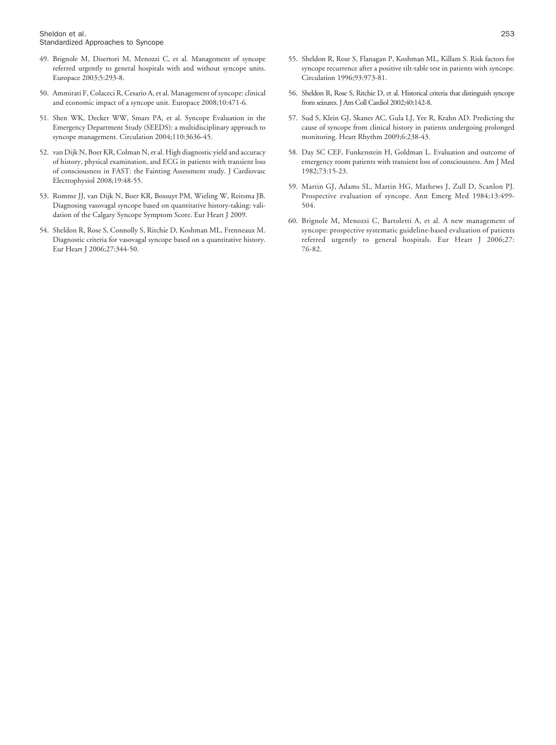49. Brignole M, Disertori M, Menozzi C, et al. Management of syncope referred urgently to general hospitals with and without syncope units. Europace 2003;5:293-8.

50. Ammirati F, Colaceci R, Cesario A, et al. Management of syncope: clinical and economic impact of a syncope unit. Europace 2008;10:471-6.

51. Shen WK, Decker WW, Smars PA, et al. Syncope Evaluation in the Emergency Department Study (SEEDS): a multidisciplinary approach to syncope management. Circulation 2004;110:3636-45.

52. van Dijk N, Boer KR, Colman N, et al. High diagnostic yield and accuracy of history, physical examination, and ECG in patients with transient loss of consciousness in FAST: the Fainting Assessment study. J Cardiovasc Electrophysiol 2008;19:48-55.

53. Romme JJ, van Dijk N, Boer KR, Bossuyt PM, Wieling W, Reitsma JB. Diagnosing vasovagal syncope based on quantitative history-taking: validation of the Calgary Syncope Symptom Score. Eur Heart J 2009.

54. Sheldon R, Rose S, Connolly S, Ritchie D, Koshman ML, Frenneaux M. Diagnostic criteria for vasovagal syncope based on a quantitative history. Eur Heart J 2006;27:344-50.

55. Sheldon R, Rose S, Flanagan P, Koshman ML, Killam S. Risk factors for syncope recurrence after a positive tilt-table test in patients with syncope. Circulation 1996;93:973-81.

56. Sheldon R, Rose S, Ritchie D, et al. Historical criteria that distinguish syncope from seizures. J Am Coll Cardiol 2002;40:142-8.

57. Sud S, Klein GJ, Skanes AC, Gula LJ, Yee R, Krahn AD. Predicting the cause of syncope from clinical history in patients undergoing prolonged monitoring. Heart Rhythm 2009;6:238-43.

58. Day SC CEF, Funkenstein H, Goldman L. Evaluation and outcome of emergency room patients with transient loss of consciousness. Am J Med 1982;73:15-23.

59. Martin GJ, Adams SL, Martin HG, Mathews J, Zull D, Scanlon PJ. Prospective evaluation of syncope. Ann Emerg Med 1984;13:499-504.

60. Brignole M, Menozzi C, Bartoletti A, et al. A new management of syncope: prospective systematic guideline-based evaluation of patients referred urgently to general hospitals. Eur Heart J 2006;27:76-82.